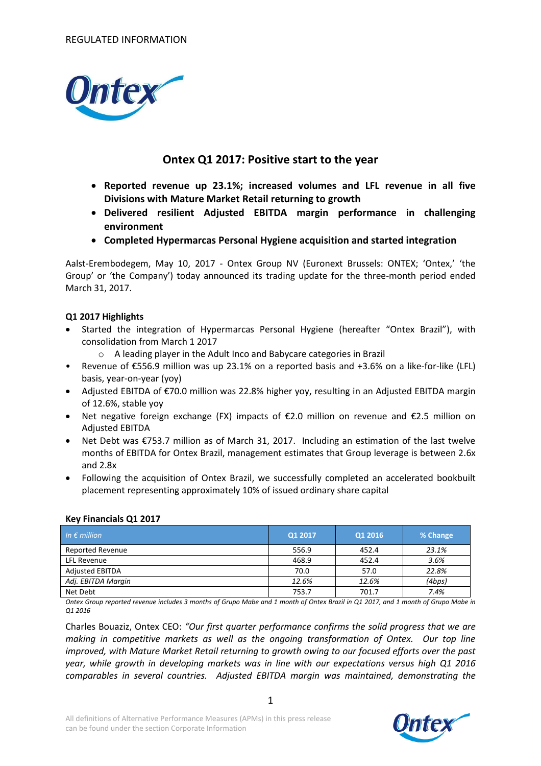REGULATED INFORMATION

# Ontex Q1 2017: Positive start to the year

- **Reported revenue up 23.1%; increased volumes and LFL revenue in all five Divisions with Mature Market Retail returning to growth**
- **Delivered resilient Adjusted EBITDA margin performance in challenging environment**
- **Completed Hypermarcas Personal Hygiene acquisition and started integration**

Aalst-Erembodegem, May 10, 2017 - Ontex Group NV (Euronext Brussels: ONTEX; 'Ontex,' 'the Group' or 'the Company') today announced its trading update for the three-month period ended March 31, 2017.

## Q1 2017 Highlights

- Started the integration of Hypermarcas Personal Hygiene (hereafter "Ontex Brazil"), with consolidation from March 1 2017
  - A leading player in the Adult Inco and Babycare categories in Brazil
- Revenue of €556.9 million was up 23.1% on a reported basis and +3.6% on a like-for-like (LFL) basis, year-on-year (yoy)
- Adjusted EBITDA of €70.0 million was 22.8% higher yoy, resulting in an Adjusted EBITDA margin of 12.6%, stable yoy
- Net negative foreign exchange (FX) impacts of €2.0 million on revenue and €2.5 million on Adjusted EBITDA
- Net Debt was €753.7 million as of March 31, 2017. Including an estimation of the last twelve months of EBITDA for Ontex Brazil, management estimates that Group leverage is between 2.6x and 2.8x
- Following the acquisition of Ontex Brazil, we successfully completed an accelerated bookbuilt placement representing approximately 10% of issued ordinary share capital

## Key Financials Q1 2017

| *In € million* | Q1 2017 | Q1 2016 | % Change |
|---|---|---|---|
| Reported Revenue | 556.9 | 452.4 | *23.1%* |
| LFL Revenue | 468.9 | 452.4 | *3.6%* |
| Adjusted EBITDA | 70.0 | 57.0 | *22.8%* |
| *Adj. EBITDA Margin* | *12.6%* | *12.6%* | *(4bps)* |
| Net Debt | 753.7 | 701.7 | *7.4%* |

*Ontex Group reported revenue includes 3 months of Grupo Mabe and 1 month of Ontex Brazil in Q1 2017, and 1 month of Grupo Mabe in Q1 2016*

Charles Bouaziz, Ontex CEO: *"Our first quarter performance confirms the solid progress that we are making in competitive markets as well as the ongoing transformation of Ontex. Our top line improved, with Mature Market Retail returning to growth owing to our focused efforts over the past year, while growth in developing markets was in line with our expectations versus high Q1 2016 comparables in several countries. Adjusted EBITDA margin was maintained, demonstrating the*

All definitions of Alternative Performance Measures (APMs) in this press release can be found under the section Corporate Information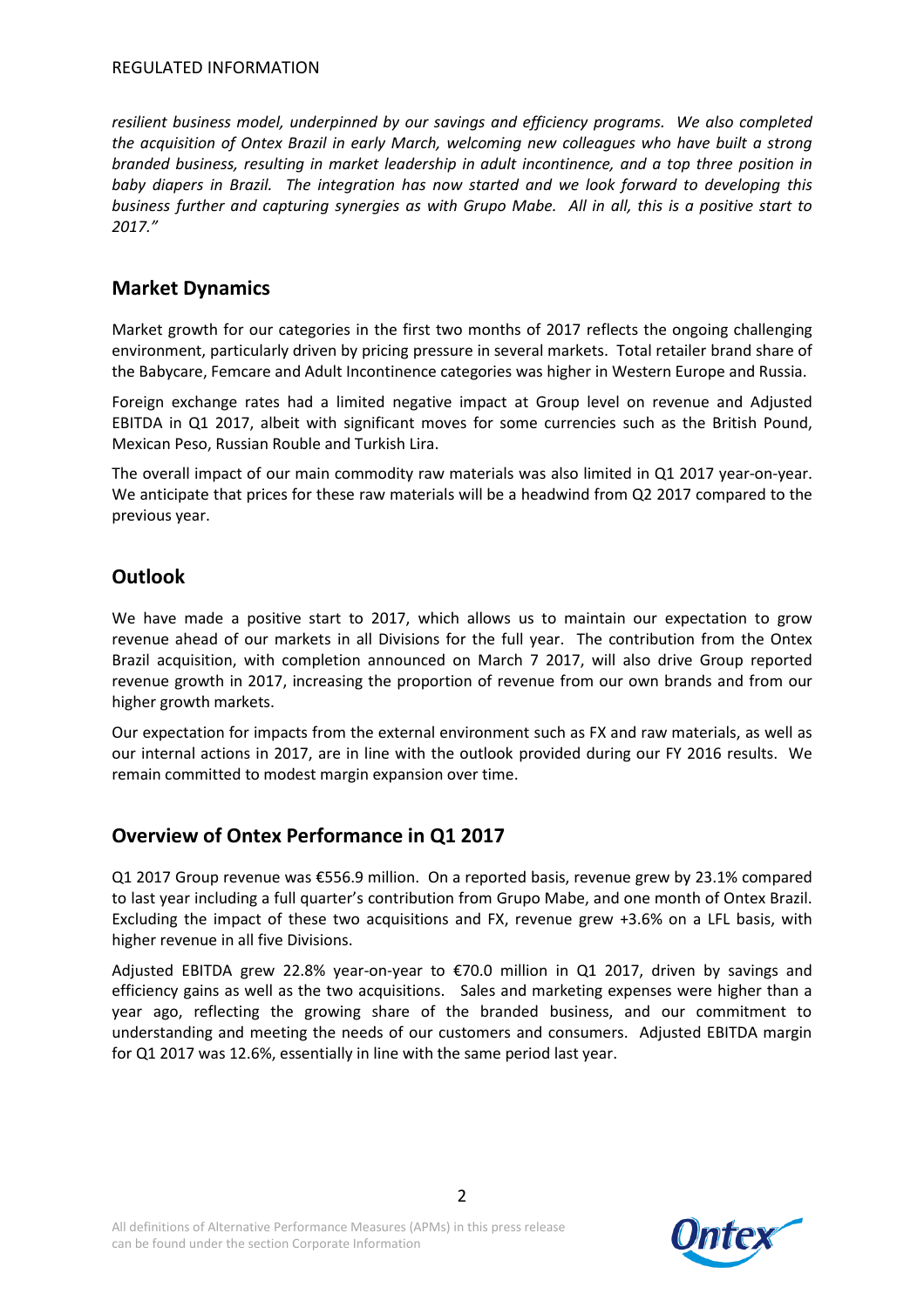*resilient business model, underpinned by our savings and efficiency programs. We also completed the acquisition of Ontex Brazil in early March, welcoming new colleagues who have built a strong branded business, resulting in market leadership in adult incontinence, and a top three position in baby diapers in Brazil. The integration has now started and we look forward to developing this business further and capturing synergies as with Grupo Mabe. All in all, this is a positive start to 2017."*

## Market Dynamics

Market growth for our categories in the first two months of 2017 reflects the ongoing challenging environment, particularly driven by pricing pressure in several markets. Total retailer brand share of the Babycare, Femcare and Adult Incontinence categories was higher in Western Europe and Russia.

Foreign exchange rates had a limited negative impact at Group level on revenue and Adjusted EBITDA in Q1 2017, albeit with significant moves for some currencies such as the British Pound, Mexican Peso, Russian Rouble and Turkish Lira.

The overall impact of our main commodity raw materials was also limited in Q1 2017 year-on-year. We anticipate that prices for these raw materials will be a headwind from Q2 2017 compared to the previous year.

## Outlook

We have made a positive start to 2017, which allows us to maintain our expectation to grow revenue ahead of our markets in all Divisions for the full year. The contribution from the Ontex Brazil acquisition, with completion announced on March 7 2017, will also drive Group reported revenue growth in 2017, increasing the proportion of revenue from our own brands and from our higher growth markets.

Our expectation for impacts from the external environment such as FX and raw materials, as well as our internal actions in 2017, are in line with the outlook provided during our FY 2016 results. We remain committed to modest margin expansion over time.

## Overview of Ontex Performance in Q1 2017

Q1 2017 Group revenue was €556.9 million. On a reported basis, revenue grew by 23.1% compared to last year including a full quarter's contribution from Grupo Mabe, and one month of Ontex Brazil. Excluding the impact of these two acquisitions and FX, revenue grew +3.6% on a LFL basis, with higher revenue in all five Divisions.

Adjusted EBITDA grew 22.8% year-on-year to €70.0 million in Q1 2017, driven by savings and efficiency gains as well as the two acquisitions. Sales and marketing expenses were higher than a year ago, reflecting the growing share of the branded business, and our commitment to understanding and meeting the needs of our customers and consumers. Adjusted EBITDA margin for Q1 2017 was 12.6%, essentially in line with the same period last year.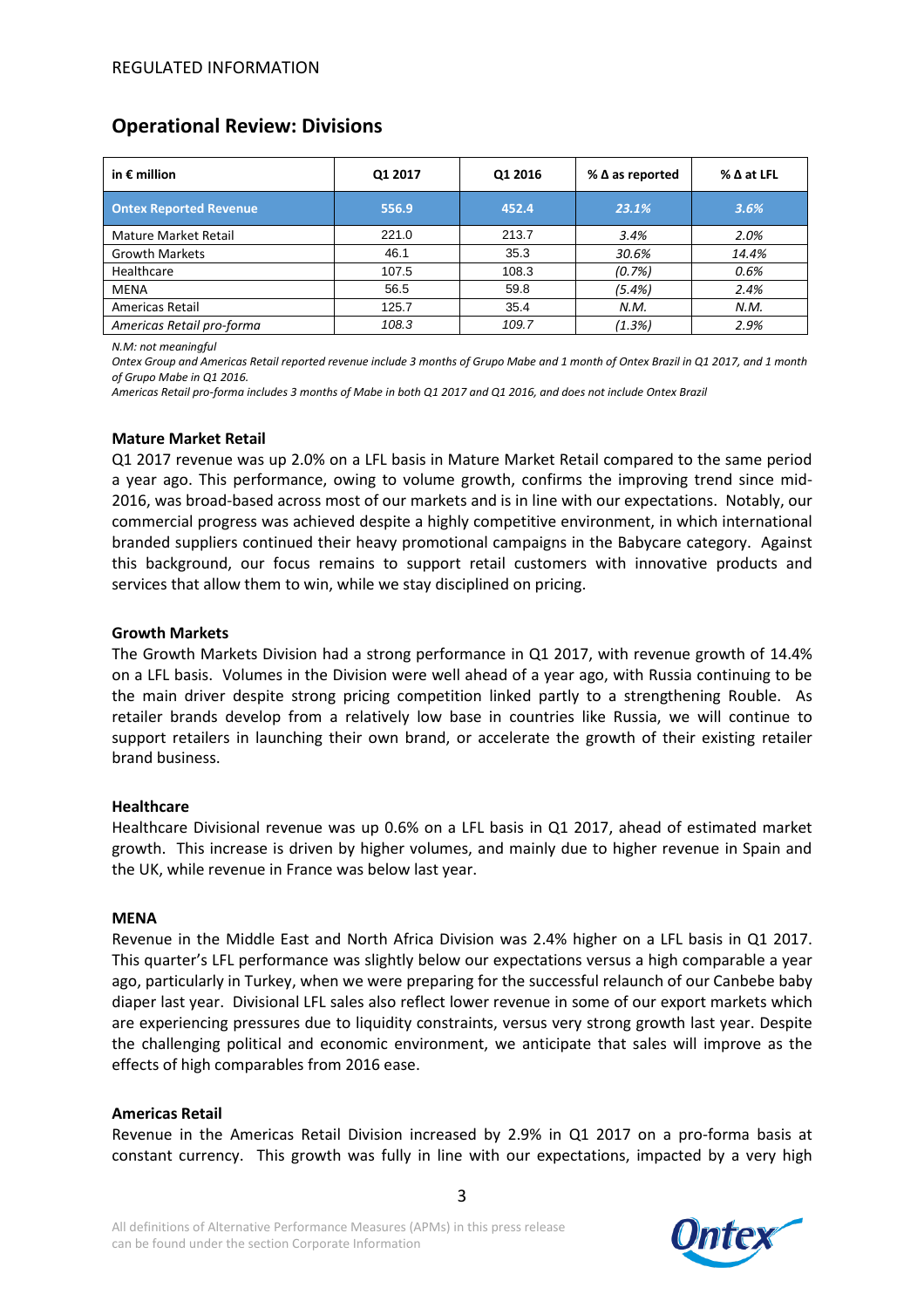REGULATED INFORMATION

## Operational Review: Divisions

| in € million | Q1 2017 | Q1 2016 | % Δ as reported | % Δ at LFL |
|---|---|---|---|---|
| **Ontex Reported Revenue** | **556.9** | **452.4** | ***23.1%*** | ***3.6%*** |
| Mature Market Retail | 221.0 | 213.7 | *3.4%* | *2.0%* |
| Growth Markets | 46.1 | 35.3 | *30.6%* | *14.4%* |
| Healthcare | 107.5 | 108.3 | *(0.7%)* | *0.6%* |
| MENA | 56.5 | 59.8 | *(5.4%)* | *2.4%* |
| Americas Retail | 125.7 | 35.4 | *N.M.* | *N.M.* |
| *Americas Retail pro-forma* | *108.3* | *109.7* | *(1.3%)* | *2.9%* |

*N.M: not meaningful*

*Ontex Group and Americas Retail reported revenue include 3 months of Grupo Mabe and 1 month of Ontex Brazil in Q1 2017, and 1 month of Grupo Mabe in Q1 2016.*

*Americas Retail pro-forma includes 3 months of Mabe in both Q1 2017 and Q1 2016, and does not include Ontex Brazil*

**Mature Market Retail**

Q1 2017 revenue was up 2.0% on a LFL basis in Mature Market Retail compared to the same period a year ago. This performance, owing to volume growth, confirms the improving trend since mid-2016, was broad-based across most of our markets and is in line with our expectations. Notably, our commercial progress was achieved despite a highly competitive environment, in which international branded suppliers continued their heavy promotional campaigns in the Babycare category. Against this background, our focus remains to support retail customers with innovative products and services that allow them to win, while we stay disciplined on pricing.

**Growth Markets**

The Growth Markets Division had a strong performance in Q1 2017, with revenue growth of 14.4% on a LFL basis. Volumes in the Division were well ahead of a year ago, with Russia continuing to be the main driver despite strong pricing competition linked partly to a strengthening Rouble. As retailer brands develop from a relatively low base in countries like Russia, we will continue to support retailers in launching their own brand, or accelerate the growth of their existing retailer brand business.

**Healthcare**

Healthcare Divisional revenue was up 0.6% on a LFL basis in Q1 2017, ahead of estimated market growth. This increase is driven by higher volumes, and mainly due to higher revenue in Spain and the UK, while revenue in France was below last year.

**MENA**

Revenue in the Middle East and North Africa Division was 2.4% higher on a LFL basis in Q1 2017. This quarter's LFL performance was slightly below our expectations versus a high comparable a year ago, particularly in Turkey, when we were preparing for the successful relaunch of our Canbebe baby diaper last year. Divisional LFL sales also reflect lower revenue in some of our export markets which are experiencing pressures due to liquidity constraints, versus very strong growth last year. Despite the challenging political and economic environment, we anticipate that sales will improve as the effects of high comparables from 2016 ease.

**Americas Retail**

Revenue in the Americas Retail Division increased by 2.9% in Q1 2017 on a pro-forma basis at constant currency. This growth was fully in line with our expectations, impacted by a very high

All definitions of Alternative Performance Measures (APMs) in this press release can be found under the section Corporate Information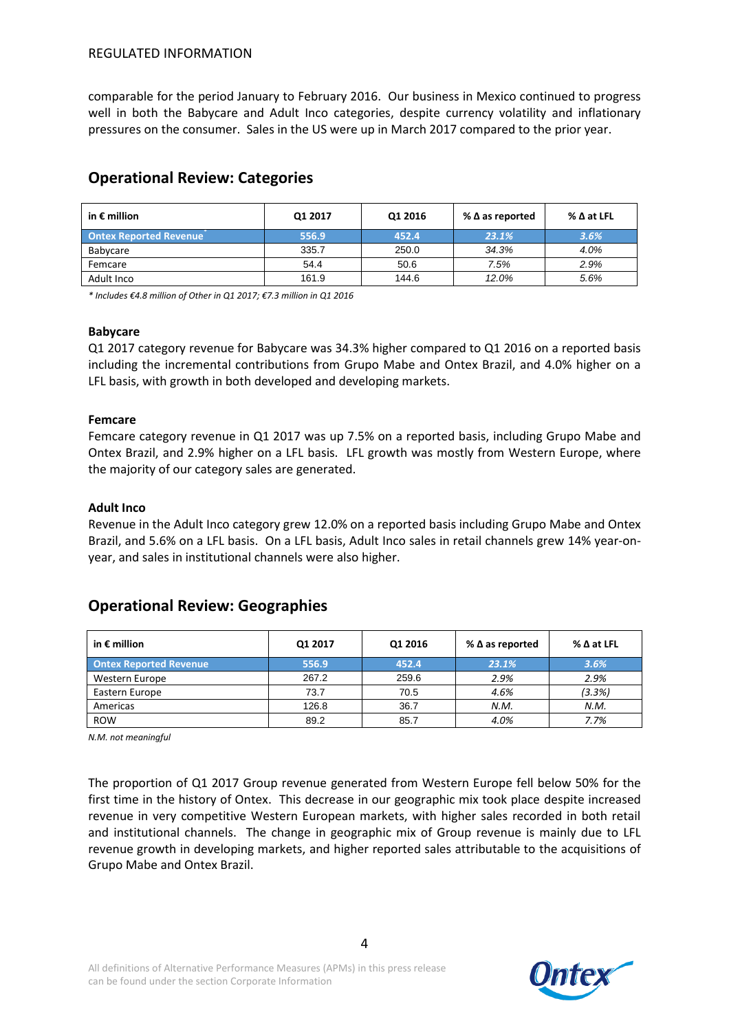comparable for the period January to February 2016. Our business in Mexico continued to progress well in both the Babycare and Adult Inco categories, despite currency volatility and inflationary pressures on the consumer. Sales in the US were up in March 2017 compared to the prior year.

## Operational Review: Categories

| in € million | Q1 2017 | Q1 2016 | % Δ as reported | % Δ at LFL |
|---|---|---|---|---|
| **Ontex Reported Revenue*** | **556.9** | **452.4** | ***23.1%*** | ***3.6%*** |
| Babycare | 335.7 | 250.0 | *34.3%* | *4.0%* |
| Femcare | 54.4 | 50.6 | *7.5%* | *2.9%* |
| Adult Inco | 161.9 | 144.6 | *12.0%* | *5.6%* |

*\* Includes €4.8 million of Other in Q1 2017; €7.3 million in Q1 2016*

**Babycare**

Q1 2017 category revenue for Babycare was 34.3% higher compared to Q1 2016 on a reported basis including the incremental contributions from Grupo Mabe and Ontex Brazil, and 4.0% higher on a LFL basis, with growth in both developed and developing markets.

**Femcare**

Femcare category revenue in Q1 2017 was up 7.5% on a reported basis, including Grupo Mabe and Ontex Brazil, and 2.9% higher on a LFL basis. LFL growth was mostly from Western Europe, where the majority of our category sales are generated.

**Adult Inco**

Revenue in the Adult Inco category grew 12.0% on a reported basis including Grupo Mabe and Ontex Brazil, and 5.6% on a LFL basis. On a LFL basis, Adult Inco sales in retail channels grew 14% year-on-year, and sales in institutional channels were also higher.

## Operational Review: Geographies

| in € million | Q1 2017 | Q1 2016 | % Δ as reported | % Δ at LFL |
|---|---|---|---|---|
| **Ontex Reported Revenue** | **556.9** | **452.4** | ***23.1%*** | ***3.6%*** |
| Western Europe | 267.2 | 259.6 | *2.9%* | *2.9%* |
| Eastern Europe | 73.7 | 70.5 | *4.6%* | *(3.3%)* |
| Americas | 126.8 | 36.7 | *N.M.* | *N.M.* |
| ROW | 89.2 | 85.7 | *4.0%* | *7.7%* |

*N.M. not meaningful*

The proportion of Q1 2017 Group revenue generated from Western Europe fell below 50% for the first time in the history of Ontex. This decrease in our geographic mix took place despite increased revenue in very competitive Western European markets, with higher sales recorded in both retail and institutional channels. The change in geographic mix of Group revenue is mainly due to LFL revenue growth in developing markets, and higher reported sales attributable to the acquisitions of Grupo Mabe and Ontex Brazil.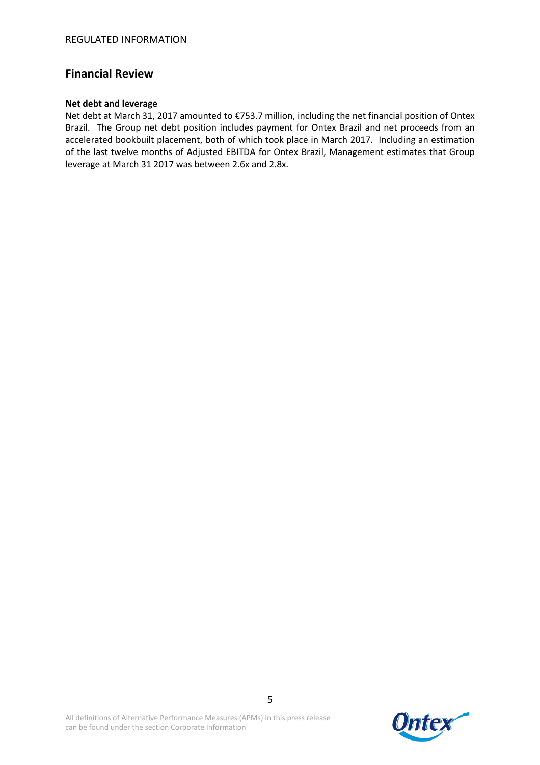## Financial Review

**Net debt and leverage**

Net debt at March 31, 2017 amounted to €753.7 million, including the net financial position of Ontex Brazil. The Group net debt position includes payment for Ontex Brazil and net proceeds from an accelerated bookbuilt placement, both of which took place in March 2017. Including an estimation of the last twelve months of Adjusted EBITDA for Ontex Brazil, Management estimates that Group leverage at March 31 2017 was between 2.6x and 2.8x.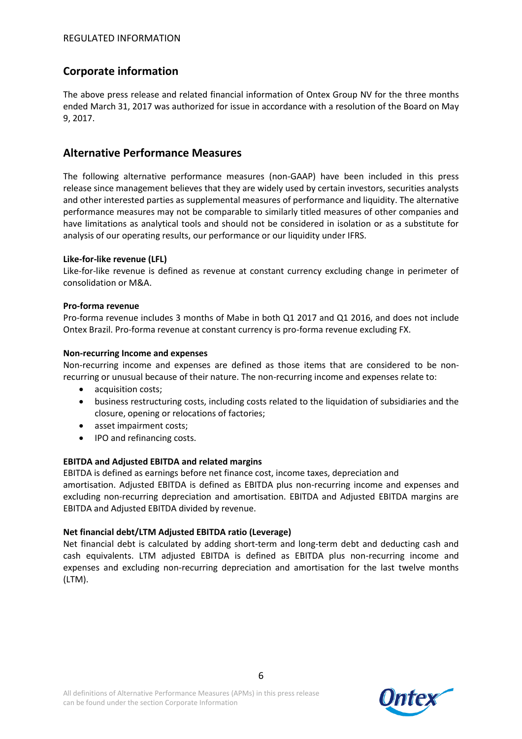## Corporate information

The above press release and related financial information of Ontex Group NV for the three months ended March 31, 2017 was authorized for issue in accordance with a resolution of the Board on May 9, 2017.

## Alternative Performance Measures

The following alternative performance measures (non-GAAP) have been included in this press release since management believes that they are widely used by certain investors, securities analysts and other interested parties as supplemental measures of performance and liquidity. The alternative performance measures may not be comparable to similarly titled measures of other companies and have limitations as analytical tools and should not be considered in isolation or as a substitute for analysis of our operating results, our performance or our liquidity under IFRS.

**Like-for-like revenue (LFL)**

Like-for-like revenue is defined as revenue at constant currency excluding change in perimeter of consolidation or M&A.

**Pro-forma revenue**

Pro-forma revenue includes 3 months of Mabe in both Q1 2017 and Q1 2016, and does not include Ontex Brazil. Pro-forma revenue at constant currency is pro-forma revenue excluding FX.

**Non-recurring Income and expenses**

Non-recurring income and expenses are defined as those items that are considered to be non-recurring or unusual because of their nature. The non-recurring income and expenses relate to:

- acquisition costs;
- business restructuring costs, including costs related to the liquidation of subsidiaries and the closure, opening or relocations of factories;
- asset impairment costs;
- IPO and refinancing costs.

**EBITDA and Adjusted EBITDA and related margins**

EBITDA is defined as earnings before net finance cost, income taxes, depreciation and amortisation. Adjusted EBITDA is defined as EBITDA plus non-recurring income and expenses and excluding non-recurring depreciation and amortisation. EBITDA and Adjusted EBITDA margins are EBITDA and Adjusted EBITDA divided by revenue.

**Net financial debt/LTM Adjusted EBITDA ratio (Leverage)**

Net financial debt is calculated by adding short-term and long-term debt and deducting cash and cash equivalents. LTM adjusted EBITDA is defined as EBITDA plus non-recurring income and expenses and excluding non-recurring depreciation and amortisation for the last twelve months (LTM).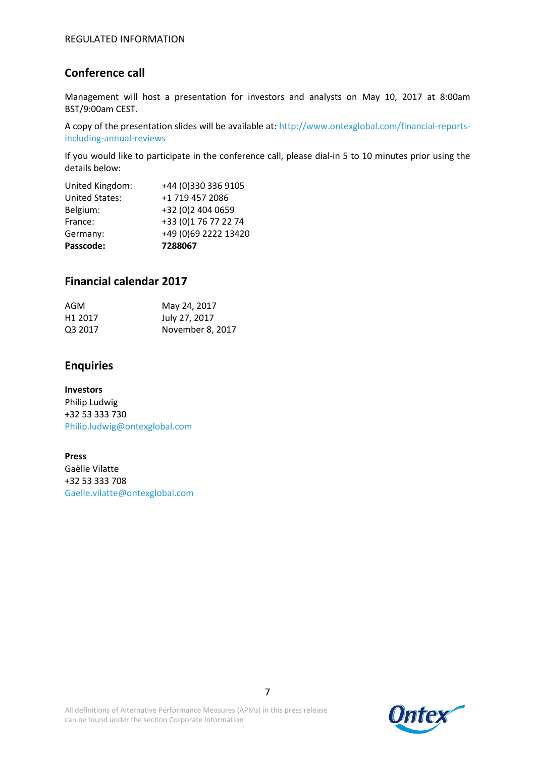## Conference call

Management will host a presentation for investors and analysts on May 10, 2017 at 8:00am BST/9:00am CEST.

A copy of the presentation slides will be available at: http://www.ontexglobal.com/financial-reports-including-annual-reviews

If you would like to participate in the conference call, please dial-in 5 to 10 minutes prior using the details below:

| | |
|---|---|
| United Kingdom: | +44 (0)330 336 9105 |
| United States: | +1 719 457 2086 |
| Belgium: | +32 (0)2 404 0659 |
| France: | +33 (0)1 76 77 22 74 |
| Germany: | +49 (0)69 2222 13420 |
| **Passcode:** | **7288067** |

## Financial calendar 2017

| | |
|---|---|
| AGM | May 24, 2017 |
| H1 2017 | July 27, 2017 |
| Q3 2017 | November 8, 2017 |

## Enquiries

**Investors**
Philip Ludwig
+32 53 333 730
Philip.ludwig@ontexglobal.com

**Press**
Gaëlle Vilatte
+32 53 333 708
Gaelle.vilatte@ontexglobal.com

All definitions of Alternative Performance Measures (APMs) in this press release can be found under the section Corporate Information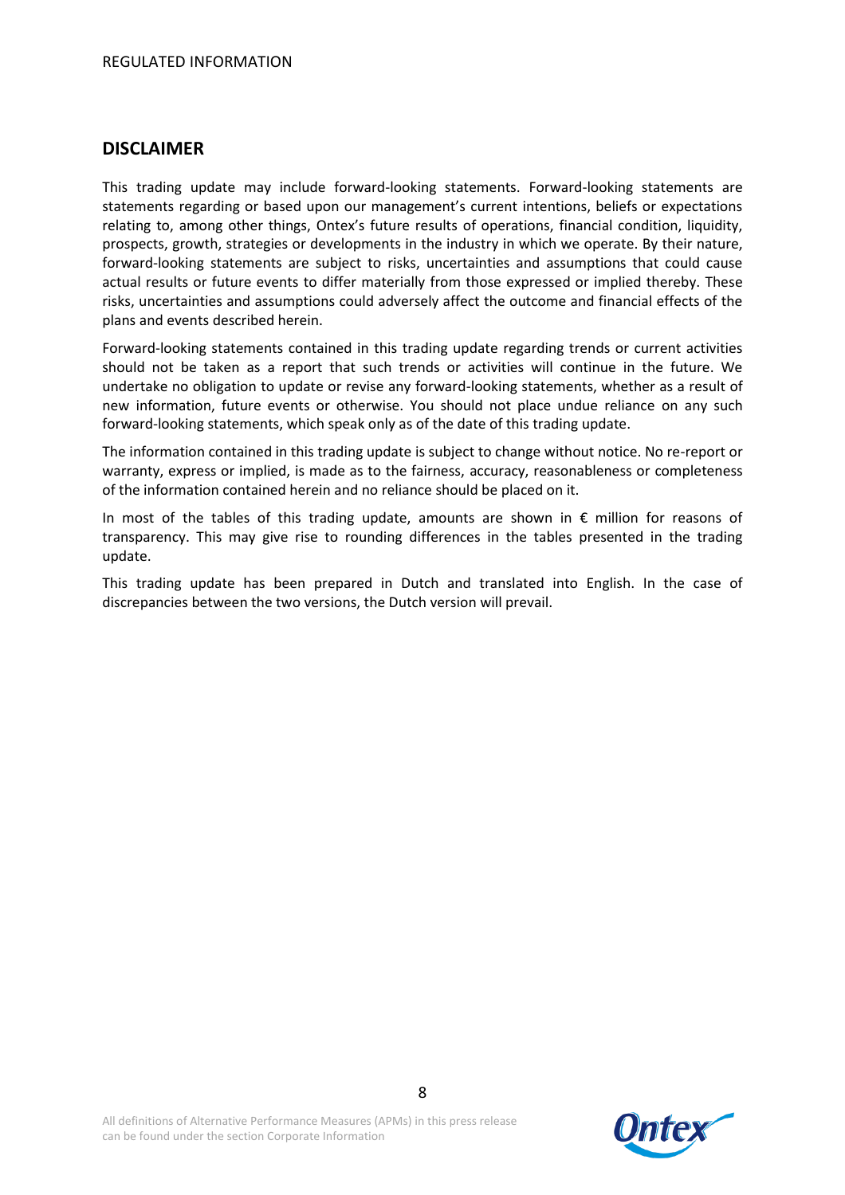## DISCLAIMER

This trading update may include forward-looking statements. Forward-looking statements are statements regarding or based upon our management's current intentions, beliefs or expectations relating to, among other things, Ontex's future results of operations, financial condition, liquidity, prospects, growth, strategies or developments in the industry in which we operate. By their nature, forward-looking statements are subject to risks, uncertainties and assumptions that could cause actual results or future events to differ materially from those expressed or implied thereby. These risks, uncertainties and assumptions could adversely affect the outcome and financial effects of the plans and events described herein.

Forward-looking statements contained in this trading update regarding trends or current activities should not be taken as a report that such trends or activities will continue in the future. We undertake no obligation to update or revise any forward-looking statements, whether as a result of new information, future events or otherwise. You should not place undue reliance on any such forward-looking statements, which speak only as of the date of this trading update.

The information contained in this trading update is subject to change without notice. No re-report or warranty, express or implied, is made as to the fairness, accuracy, reasonableness or completeness of the information contained herein and no reliance should be placed on it.

In most of the tables of this trading update, amounts are shown in € million for reasons of transparency. This may give rise to rounding differences in the tables presented in the trading update.

This trading update has been prepared in Dutch and translated into English. In the case of discrepancies between the two versions, the Dutch version will prevail.